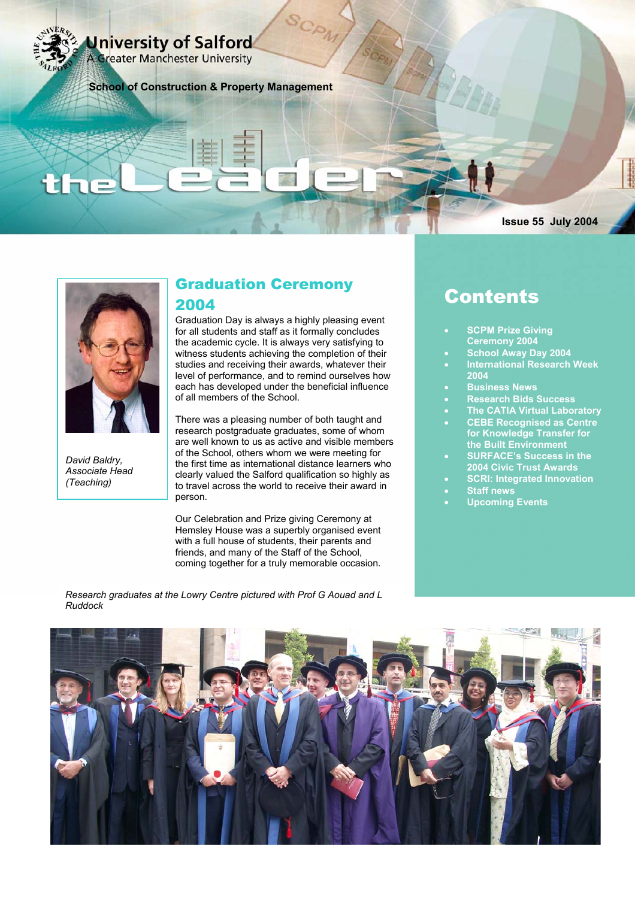University of Salford
A Greater Manchester University

School of Construction & Property Management

# the Leader

Issue 55 July 2004

## Contents

- SCPM Prize Giving Ceremony 2004
- School Away Day 2004
- International Research Week 2004
- Business News
- Research Bids Success
- The CATIA Virtual Laboratory
- CEBE Recognised as Centre for Knowledge Transfer for the Built Environment
- SURFACE's Success in the 2004 Civic Trust Awards
- SCRI: Integrated Innovation
- Staff news
- Upcoming Events

## Graduation Ceremony 2004

*David Baldry, Associate Head (Teaching)*

Graduation Day is always a highly pleasing event for all students and staff as it formally concludes the academic cycle. It is always very satisfying to witness students achieving the completion of their studies and receiving their awards, whatever their level of performance, and to remind ourselves how each has developed under the beneficial influence of all members of the School.

There was a pleasing number of both taught and research postgraduate graduates, some of whom are well known to us as active and visible members of the School, others whom we were meeting for the first time as international distance learners who clearly valued the Salford qualification so highly as to travel across the world to receive their award in person.

Our Celebration and Prize giving Ceremony at Hemsley House was a superbly organised event with a full house of students, their parents and friends, and many of the Staff of the School, coming together for a truly memorable occasion.

*Research graduates at the Lowry Centre pictured with Prof G Aouad and L Ruddock*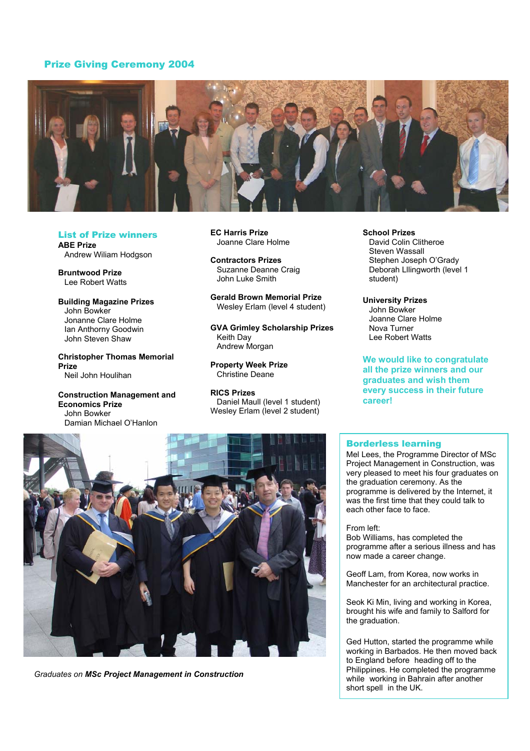## Prize Giving Ceremony 2004

### List of Prize winners

**ABE Prize**
Andrew Wiliam Hodgson

**Bruntwood Prize**
Lee Robert Watts

**Building Magazine Prizes**
John Bowker
Jonanne Clare Holme
Ian Anthorny Goodwin
John Steven Shaw

**Christopher Thomas Memorial Prize**
Neil John Houlihan

**Construction Management and Economics Prize**
John Bowker
Damian Michael O'Hanlon

**EC Harris Prize**
Joanne Clare Holme

**Contractors Prizes**
Suzanne Deanne Craig
John Luke Smith

**Gerald Brown Memorial Prize**
Wesley Erlam (level 4 student)

**GVA Grimley Scholarship Prizes**
Keith Day
Andrew Morgan

**Property Week Prize**
Christine Deane

**RICS Prizes**
Daniel Maull (level 1 student)
Wesley Erlam (level 2 student)

**School Prizes**
David Colin Clitheroe
Steven Wassall
Stephen Joseph O'Grady
Deborah Lllingworth (level 1 student)

**University Prizes**
John Bowker
Joanne Clare Holme
Nova Turner
Lee Robert Watts

**We would like to congratulate all the prize winners and our graduates and wish them every success in their future career!**

*Graduates on **MSc Project Management in Construction***

### Borderless learning

Mel Lees, the Programme Director of MSc Project Management in Construction, was very pleased to meet his four graduates on the graduation ceremony. As the programme is delivered by the Internet, it was the first time that they could talk to each other face to face.

From left:
Bob Williams, has completed the programme after a serious illness and has now made a career change.

Geoff Lam, from Korea, now works in Manchester for an architectural practice.

Seok Ki Min, living and working in Korea, brought his wife and family to Salford for the graduation.

Ged Hutton, started the programme while working in Barbados. He then moved back to England before heading off to the Philippines. He completed the programme while working in Bahrain after another short spell in the UK.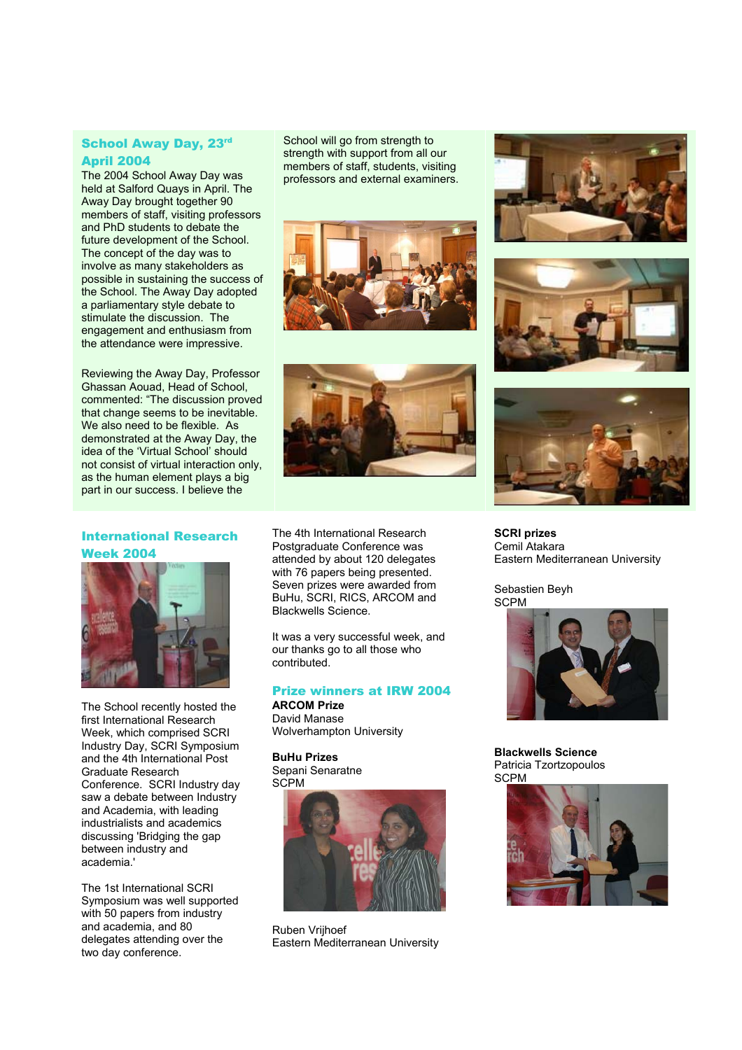## School Away Day, 23rd April 2004

The 2004 School Away Day was held at Salford Quays in April. The Away Day brought together 90 members of staff, visiting professors and PhD students to debate the future development of the School. The concept of the day was to involve as many stakeholders as possible in sustaining the success of the School. The Away Day adopted a parliamentary style debate to stimulate the discussion. The engagement and enthusiasm from the attendance were impressive.

Reviewing the Away Day, Professor Ghassan Aouad, Head of School, commented: "The discussion proved that change seems to be inevitable. We also need to be flexible. As demonstrated at the Away Day, the idea of the 'Virtual School' should not consist of virtual interaction only, as the human element plays a big part in our success. I believe the School will go from strength to strength with support from all our members of staff, students, visiting professors and external examiners.

## International Research Week 2004

The School recently hosted the first International Research Week, which comprised SCRI Industry Day, SCRI Symposium and the 4th International Post Graduate Research Conference. SCRI Industry day saw a debate between Industry and Academia, with leading industrialists and academics discussing 'Bridging the gap between industry and academia.'

The 1st International SCRI Symposium was well supported with 50 papers from industry and academia, and 80 delegates attending over the two day conference.

The 4th International Research Postgraduate Conference was attended by about 120 delegates with 76 papers being presented. Seven prizes were awarded from BuHu, SCRI, RICS, ARCOM and Blackwells Science.

It was a very successful week, and our thanks go to all those who contributed.

## Prize winners at IRW 2004

**ARCOM Prize**
David Manase
Wolverhampton University

**BuHu Prizes**
Sepani Senaratne
SCPM

Ruben Vrijhoef
Eastern Mediterranean University

**SCRI prizes**
Cemil Atakara
Eastern Mediterranean University

Sebastien Beyh
SCPM

**Blackwells Science**
Patricia Tzortzopoulos
SCPM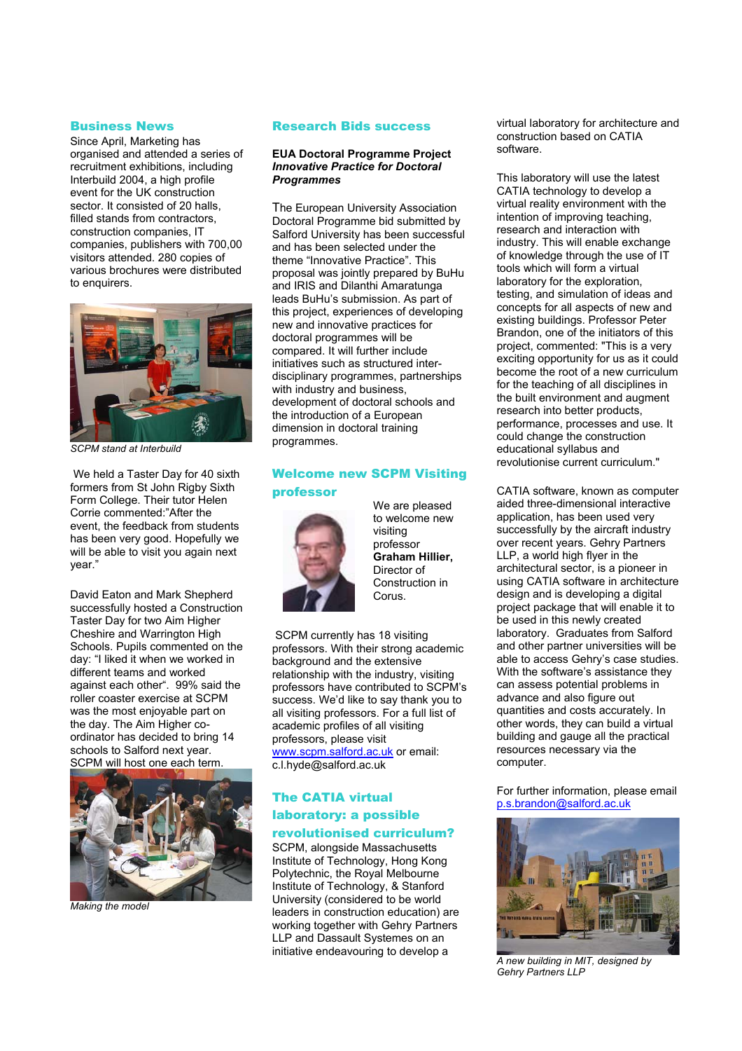## Business News

Since April, Marketing has organised and attended a series of recruitment exhibitions, including Interbuild 2004, a high profile event for the UK construction sector. It consisted of 20 halls, filled stands from contractors, construction companies, IT companies, publishers with 700,00 visitors attended. 280 copies of various brochures were distributed to enquirers.

*SCPM stand at Interbuild*

We held a Taster Day for 40 sixth formers from St John Rigby Sixth Form College. Their tutor Helen Corrie commented:"After the event, the feedback from students has been very good. Hopefully we will be able to visit you again next year."

David Eaton and Mark Shepherd successfully hosted a Construction Taster Day for two Aim Higher Cheshire and Warrington High Schools. Pupils commented on the day: "I liked it when we worked in different teams and worked against each other". 99% said the roller coaster exercise at SCPM was the most enjoyable part on the day. The Aim Higher co-ordinator has decided to bring 14 schools to Salford next year. SCPM will host one each term.

*Making the model*

## Research Bids success

**EUA Doctoral Programme Project**
***Innovative Practice for Doctoral Programmes***

The European University Association Doctoral Programme bid submitted by Salford University has been successful and has been selected under the theme "Innovative Practice". This proposal was jointly prepared by BuHu and IRIS and Dilanthi Amaratunga leads BuHu's submission. As part of this project, experiences of developing new and innovative practices for doctoral programmes will be compared. It will further include initiatives such as structured inter-disciplinary programmes, partnerships with industry and business, development of doctoral schools and the introduction of a European dimension in doctoral training programmes.

## Welcome new SCPM Visiting professor

We are pleased to welcome new visiting professor **Graham Hillier,** Director of Construction in Corus.

SCPM currently has 18 visiting professors. With their strong academic background and the extensive relationship with the industry, visiting professors have contributed to SCPM's success. We'd like to say thank you to all visiting professors. For a full list of academic profiles of all visiting professors, please visit www.scpm.salford.ac.uk or email: c.l.hyde@salford.ac.uk

## The CATIA virtual laboratory: a possible revolutionised curriculum?

SCPM, alongside Massachusetts Institute of Technology, Hong Kong Polytechnic, the Royal Melbourne Institute of Technology, & Stanford University (considered to be world leaders in construction education) are working together with Gehry Partners LLP and Dassault Systemes on an initiative endeavouring to develop a virtual laboratory for architecture and construction based on CATIA software.

This laboratory will use the latest CATIA technology to develop a virtual reality environment with the intention of improving teaching, research and interaction with industry. This will enable exchange of knowledge through the use of IT tools which will form a virtual laboratory for the exploration, testing, and simulation of ideas and concepts for all aspects of new and existing buildings. Professor Peter Brandon, one of the initiators of this project, commented: "This is a very exciting opportunity for us as it could become the root of a new curriculum for the teaching of all disciplines in the built environment and augment research into better products, performance, processes and use. It could change the construction educational syllabus and revolutionise current curriculum."

CATIA software, known as computer aided three-dimensional interactive application, has been used very successfully by the aircraft industry over recent years. Gehry Partners LLP, a world high flyer in the architectural sector, is a pioneer in using CATIA software in architecture design and is developing a digital project package that will enable it to be used in this newly created laboratory. Graduates from Salford and other partner universities will be able to access Gehry's case studies. With the software's assistance they can assess potential problems in advance and also figure out quantities and costs accurately. In other words, they can build a virtual building and gauge all the practical resources necessary via the computer.

For further information, please email p.s.brandon@salford.ac.uk

*A new building in MIT, designed by Gehry Partners LLP*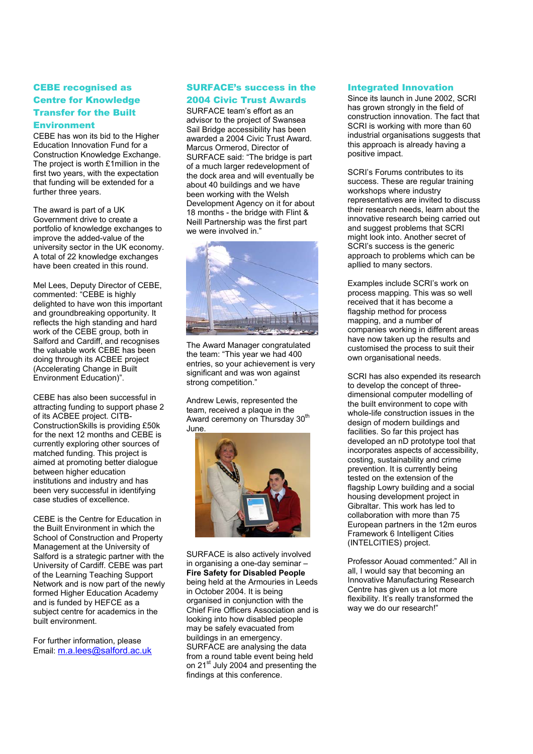## CEBE recognised as Centre for Knowledge Transfer for the Built Environment

CEBE has won its bid to the Higher Education Innovation Fund for a Construction Knowledge Exchange. The project is worth £1million in the first two years, with the expectation that funding will be extended for a further three years.

The award is part of a UK Government drive to create a portfolio of knowledge exchanges to improve the added-value of the university sector in the UK economy. A total of 22 knowledge exchanges have been created in this round.

Mel Lees, Deputy Director of CEBE, commented: "CEBE is highly delighted to have won this important and groundbreaking opportunity. It reflects the high standing and hard work of the CEBE group, both in Salford and Cardiff, and recognises the valuable work CEBE has been doing through its ACBEE project (Accelerating Change in Built Environment Education)".

CEBE has also been successful in attracting funding to support phase 2 of its ACBEE project. CITB-ConstructionSkills is providing £50k for the next 12 months and CEBE is currently exploring other sources of matched funding. This project is aimed at promoting better dialogue between higher education institutions and industry and has been very successful in identifying case studies of excellence.

CEBE is the Centre for Education in the Built Environment in which the School of Construction and Property Management at the University of Salford is a strategic partner with the University of Cardiff. CEBE was part of the Learning Teaching Support Network and is now part of the newly formed Higher Education Academy and is funded by HEFCE as a subject centre for academics in the built environment.

For further information, please Email: m.a.lees@salford.ac.uk

## SURFACE's success in the 2004 Civic Trust Awards

SURFACE team's effort as an advisor to the project of Swansea Sail Bridge accessibility has been awarded a 2004 Civic Trust Award. Marcus Ormerod, Director of SURFACE said: "The bridge is part of a much larger redevelopment of the dock area and will eventually be about 40 buildings and we have been working with the Welsh Development Agency on it for about 18 months - the bridge with Flint & Neill Partnership was the first part we were involved in."

The Award Manager congratulated the team: "This year we had 400 entries, so your achievement is very significant and was won against strong competition."

Andrew Lewis, represented the team, received a plaque in the Award ceremony on Thursday 30th June.

SURFACE is also actively involved in organising a one-day seminar – **Fire Safety for Disabled People** being held at the Armouries in Leeds in October 2004. It is being organised in conjunction with the Chief Fire Officers Association and is looking into how disabled people may be safely evacuated from buildings in an emergency. SURFACE are analysing the data from a round table event being held on 21st July 2004 and presenting the findings at this conference.

## Integrated Innovation

Since its launch in June 2002, SCRI has grown strongly in the field of construction innovation. The fact that SCRI is working with more than 60 industrial organisations suggests that this approach is already having a positive impact.

SCRI's Forums contributes to its success. These are regular training workshops where industry representatives are invited to discuss their research needs, learn about the innovative research being carried out and suggest problems that SCRI might look into. Another secret of SCRI's success is the generic approach to problems which can be apllied to many sectors.

Examples include SCRI's work on process mapping. This was so well received that it has become a flagship method for process mapping, and a number of companies working in different areas have now taken up the results and customised the process to suit their own organisational needs.

SCRI has also expended its research to develop the concept of three-dimensional computer modelling of the built environment to cope with whole-life construction issues in the design of modern buildings and facilities. So far this project has developed an nD prototype tool that incorporates aspects of accessibility, costing, sustainability and crime prevention. It is currently being tested on the extension of the flagship Lowry building and a social housing development project in Gibraltar. This work has led to collaboration with more than 75 European partners in the 12m euros Framework 6 Intelligent Cities (INTELCITIES) project.

Professor Aouad commented:" All in all, I would say that becoming an Innovative Manufacturing Research Centre has given us a lot more flexibility. It's really transformed the way we do our research!"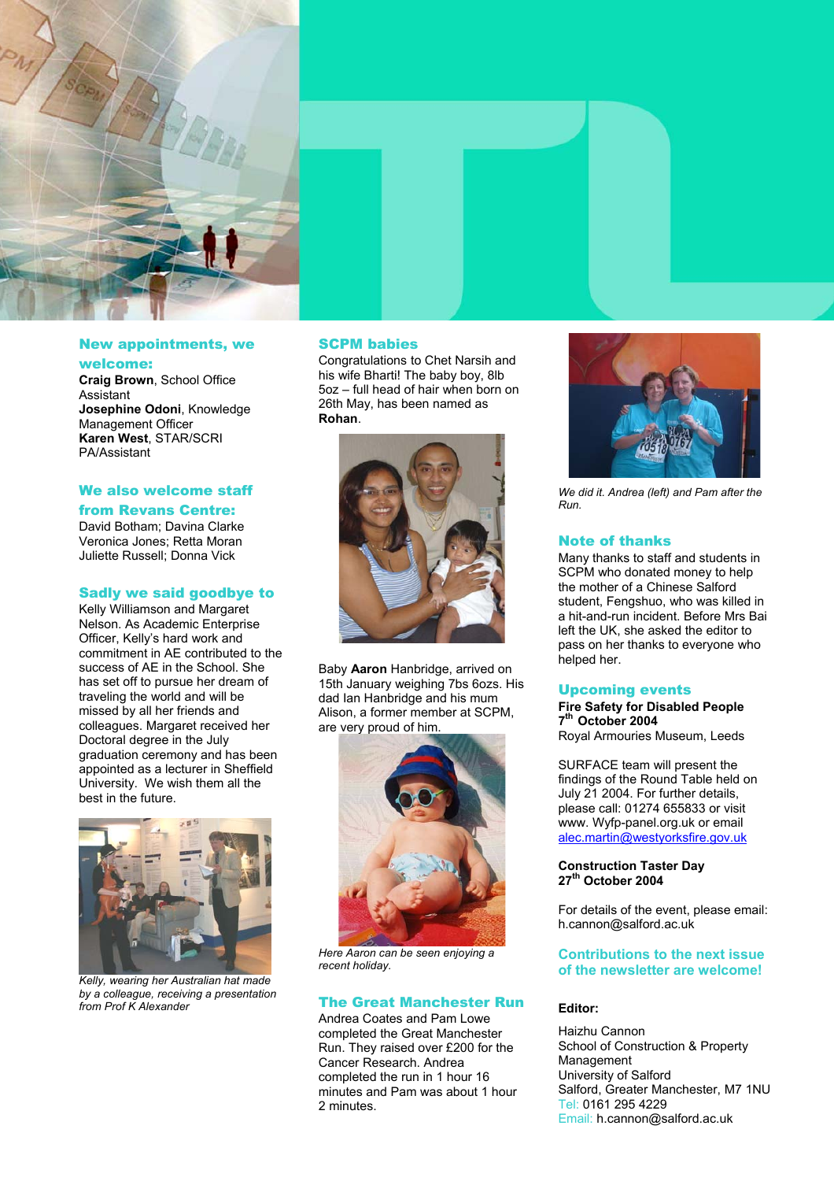### New appointments, we welcome:

**Craig Brown**, School Office Assistant
**Josephine Odoni**, Knowledge Management Officer
**Karen West**, STAR/SCRI PA/Assistant

### We also welcome staff from Revans Centre:

David Botham; Davina Clarke
Veronica Jones; Retta Moran
Juliette Russell; Donna Vick

### Sadly we said goodbye to

Kelly Williamson and Margaret Nelson. As Academic Enterprise Officer, Kelly's hard work and commitment in AE contributed to the success of AE in the School. She has set off to pursue her dream of traveling the world and will be missed by all her friends and colleagues. Margaret received her Doctoral degree in the July graduation ceremony and has been appointed as a lecturer in Sheffield University. We wish them all the best in the future.

*Kelly, wearing her Australian hat made by a colleague, receiving a presentation from Prof K Alexander*

### SCPM babies

Congratulations to Chet Narsih and his wife Bharti! The baby boy, 8lb 5oz – full head of hair when born on 26th May, has been named as **Rohan**.

Baby **Aaron** Hanbridge, arrived on 15th January weighing 7bs 6ozs. His dad Ian Hanbridge and his mum Alison, a former member at SCPM, are very proud of him.

*Here Aaron can be seen enjoying a recent holiday.*

### The Great Manchester Run

Andrea Coates and Pam Lowe completed the Great Manchester Run. They raised over £200 for the Cancer Research. Andrea completed the run in 1 hour 16 minutes and Pam was about 1 hour 2 minutes.

*We did it. Andrea (left) and Pam after the Run.*

### Note of thanks

Many thanks to staff and students in SCPM who donated money to help the mother of a Chinese Salford student, Fengshuo, who was killed in a hit-and-run incident. Before Mrs Bai left the UK, she asked the editor to pass on her thanks to everyone who helped her.

### Upcoming events

**Fire Safety for Disabled People**
**7th October 2004**
Royal Armouries Museum, Leeds

SURFACE team will present the findings of the Round Table held on July 21 2004. For further details, please call: 01274 655833 or visit www. Wyfp-panel.org.uk or email alec.martin@westyorksfire.gov.uk

**Construction Taster Day**
**27th October 2004**

For details of the event, please email: h.cannon@salford.ac.uk

### Contributions to the next issue of the newsletter are welcome!

**Editor:**

Haizhu Cannon
School of Construction & Property Management
University of Salford
Salford, Greater Manchester, M7 1NU
Tel: 0161 295 4229
Email: h.cannon@salford.ac.uk